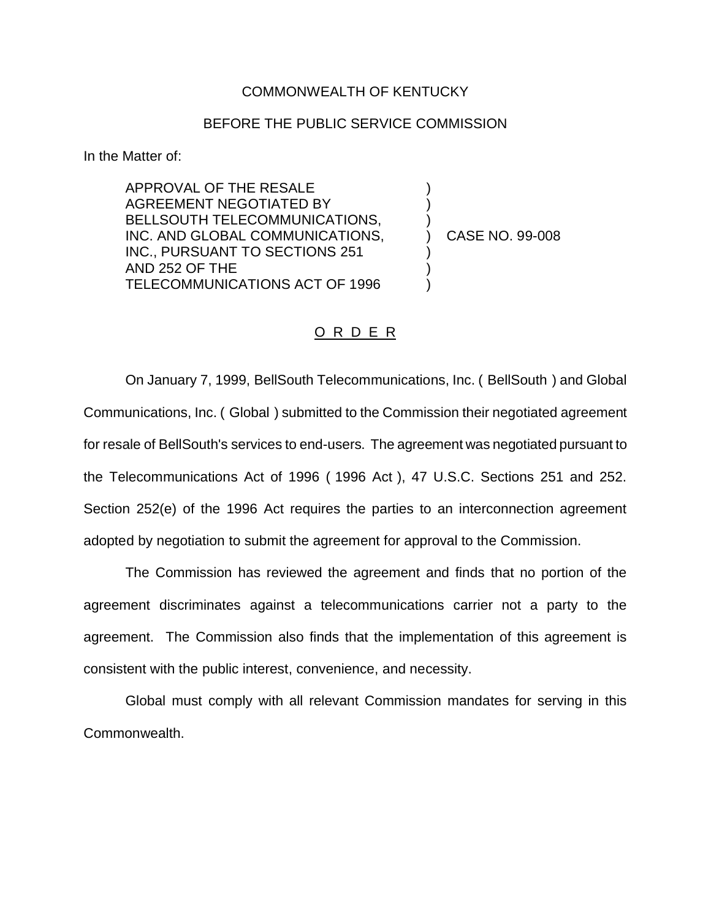COMMONWEALTH OF KENTUCKY

BEFORE THE PUBLIC SERVICE COMMISSION

In the Matter of:

APPROVAL OF THE RESALE AGREEMENT NEGOTIATED BY BELLSOUTH TELECOMMUNICATIONS, INC. AND GLOBAL COMMUNICATIONS, INC., PURSUANT TO SECTIONS 251 AND 252 OF THE TELECOMMUNICATIONS ACT OF 1996 ) CASE NO. 99-008

O R D E R

On January 7, 1999, BellSouth Telecommunications, Inc. ( BellSouth ) and Global Communications, Inc. ( Global ) submitted to the Commission their negotiated agreement for resale of BellSouth's services to end-users. The agreement was negotiated pursuant to the Telecommunications Act of 1996 ( 1996 Act ), 47 U.S.C. Sections 251 and 252. Section 252(e) of the 1996 Act requires the parties to an interconnection agreement adopted by negotiation to submit the agreement for approval to the Commission.

The Commission has reviewed the agreement and finds that no portion of the agreement discriminates against a telecommunications carrier not a party to the agreement. The Commission also finds that the implementation of this agreement is consistent with the public interest, convenience, and necessity.

Global must comply with all relevant Commission mandates for serving in this Commonwealth.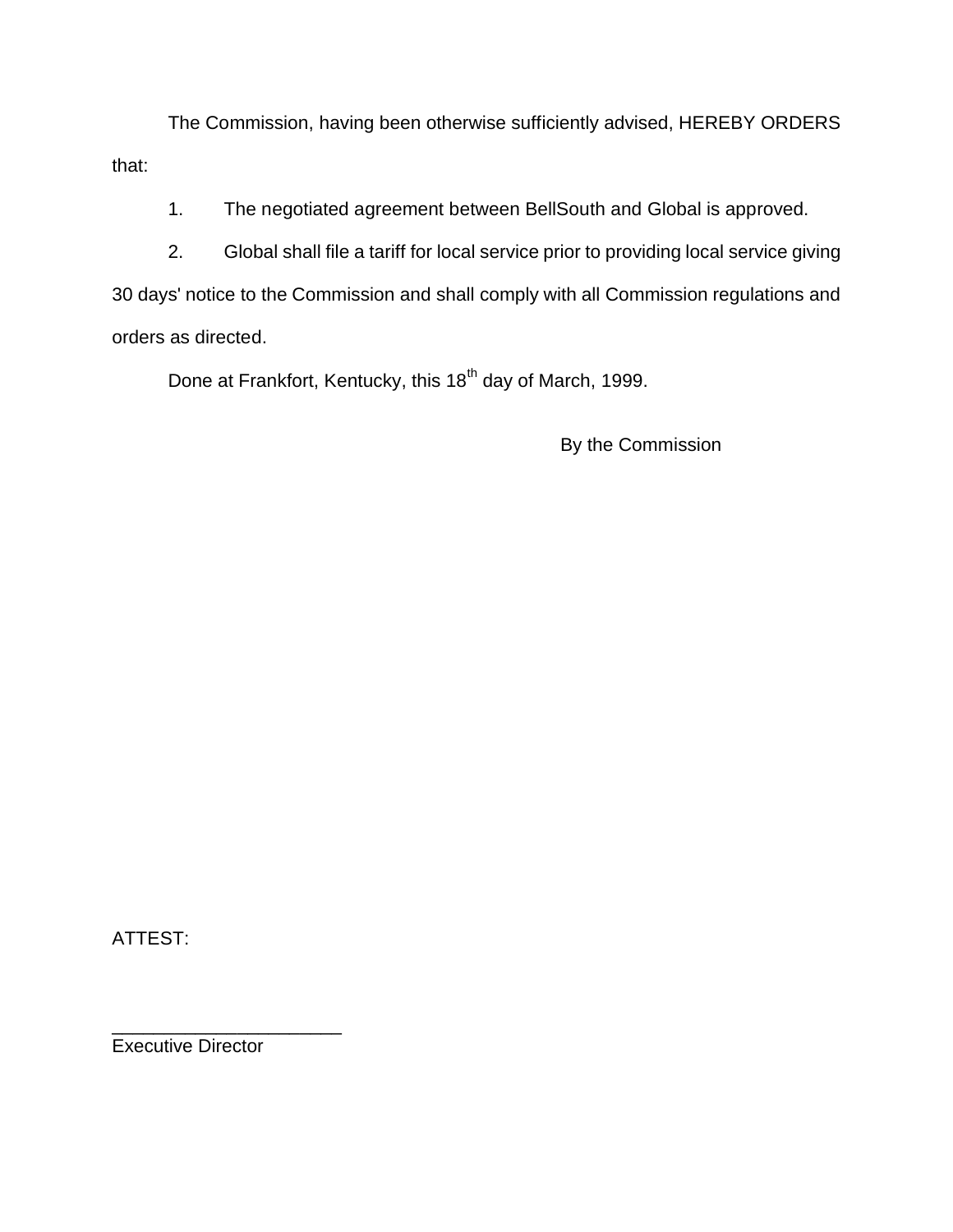The Commission, having been otherwise sufficiently advised, HEREBY ORDERS that:

1. The negotiated agreement between BellSouth and Global is approved.

2. Global shall file a tariff for local service prior to providing local service giving 30 days' notice to the Commission and shall comply with all Commission regulations and orders as directed.

Done at Frankfort, Kentucky, this 18th day of March, 1999.

By the Commission

ATTEST:

______________________
Executive Director